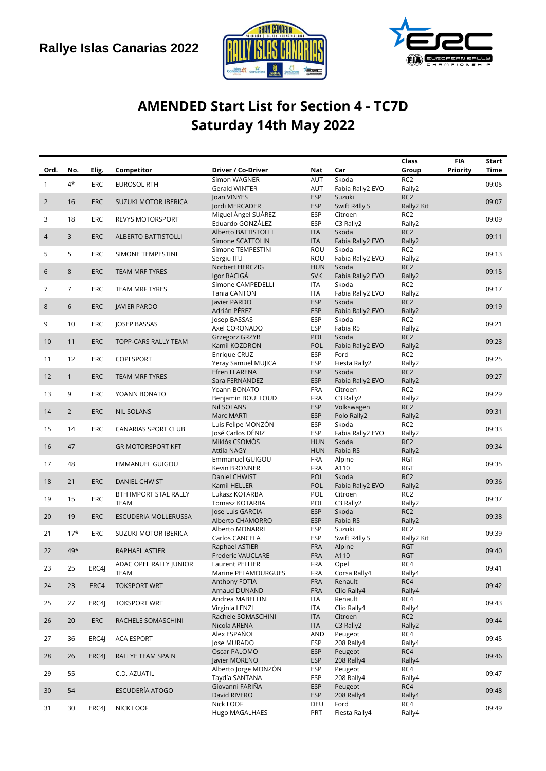Rallye Islas Canarias 2022

# AMENDED Start List for Section 4 - TC7D
## Saturday 14th May 2022

| Ord. | No. | Elig. | Competitor | Driver / Co-Driver | Nat | Car | Class Group | FIA Priority | Start Time |
|---|---|---|---|---|---|---|---|---|---|
| 1 | 4* | ERC | EUROSOL RTH | Simon WAGNER<br>Gerald WINTER | AUT<br>AUT | Skoda<br>Fabia Rally2 EVO | RC2<br>Rally2 | | 09:05 |
| 2 | 16 | ERC | SUZUKI MOTOR IBERICA | Joan VINYES<br>Jordi MERCADER | ESP<br>ESP | Suzuki<br>Swift R4lly S | RC2<br>Rally2 Kit | | 09:07 |
| 3 | 18 | ERC | REVYS MOTORSPORT | Miguel Ángel SUÁREZ<br>Eduardo GONZÁLEZ | ESP<br>ESP | Citroen<br>C3 Rally2 | RC2<br>Rally2 | | 09:09 |
| 4 | 3 | ERC | ALBERTO BATTISTOLLI | Alberto BATTISTOLLI<br>Simone SCATTOLIN | ITA<br>ITA | Skoda<br>Fabia Rally2 EVO | RC2<br>Rally2 | | 09:11 |
| 5 | 5 | ERC | SIMONE TEMPESTINI | Simone TEMPESTINI<br>Sergiu ITU | ROU<br>ROU | Skoda<br>Fabia Rally2 EVO | RC2<br>Rally2 | | 09:13 |
| 6 | 8 | ERC | TEAM MRF TYRES | Norbert HERCZIG<br>Igor BACIGÁL | HUN<br>SVK | Skoda<br>Fabia Rally2 EVO | RC2<br>Rally2 | | 09:15 |
| 7 | 7 | ERC | TEAM MRF TYRES | Simone CAMPEDELLI<br>Tania CANTON | ITA<br>ITA | Skoda<br>Fabia Rally2 EVO | RC2<br>Rally2 | | 09:17 |
| 8 | 6 | ERC | JAVIER PARDO | Javier PARDO<br>Adrián PÉREZ | ESP<br>ESP | Skoda<br>Fabia Rally2 EVO | RC2<br>Rally2 | | 09:19 |
| 9 | 10 | ERC | JOSEP BASSAS | Josep BASSAS<br>Axel CORONADO | ESP<br>ESP | Skoda<br>Fabia R5 | RC2<br>Rally2 | | 09:21 |
| 10 | 11 | ERC | TOPP-CARS RALLY TEAM | Grzegorz GRZYB<br>Kamil KOZDRON | POL<br>POL | Skoda<br>Fabia Rally2 EVO | RC2<br>Rally2 | | 09:23 |
| 11 | 12 | ERC | COPI SPORT | Enrique CRUZ<br>Yeray Samuel MUJICA | ESP<br>ESP | Ford<br>Fiesta Rally2 | RC2<br>Rally2 | | 09:25 |
| 12 | 1 | ERC | TEAM MRF TYRES | Efren LLARENA<br>Sara FERNANDEZ | ESP<br>ESP | Skoda<br>Fabia Rally2 EVO | RC2<br>Rally2 | | 09:27 |
| 13 | 9 | ERC | YOANN BONATO | Yoann BONATO<br>Benjamin BOULLOUD | FRA<br>FRA | Citroen<br>C3 Rally2 | RC2<br>Rally2 | | 09:29 |
| 14 | 2 | ERC | NIL SOLANS | Nil SOLANS<br>Marc MARTI | ESP<br>ESP | Volkswagen<br>Polo Rally2 | RC2<br>Rally2 | | 09:31 |
| 15 | 14 | ERC | CANARIAS SPORT CLUB | Luis Felipe MONZÓN<br>José Carlos DÉNIZ | ESP<br>ESP | Skoda<br>Fabia Rally2 EVO | RC2<br>Rally2 | | 09:33 |
| 16 | 47 | | GR MOTORSPORT KFT | Miklós CSOMÓS<br>Attila NAGY | HUN<br>HUN | Skoda<br>Fabia R5 | RC2<br>Rally2 | | 09:34 |
| 17 | 48 | | EMMANUEL GUIGOU | Emmanuel GUIGOU<br>Kevin BRONNER | FRA<br>FRA | Alpine<br>A110 | RGT<br>RGT | | 09:35 |
| 18 | 21 | ERC | DANIEL CHWIST | Daniel CHWIST<br>Kamil HELLER | POL<br>POL | Skoda<br>Fabia Rally2 EVO | RC2<br>Rally2 | | 09:36 |
| 19 | 15 | ERC | BTH IMPORT STAL RALLY TEAM | Lukasz KOTARBA<br>Tomasz KOTARBA | POL<br>POL | Citroen<br>C3 Rally2 | RC2<br>Rally2 | | 09:37 |
| 20 | 19 | ERC | ESCUDERIA MOLLERUSSA | Jose Luis GARCIA<br>Alberto CHAMORRO | ESP<br>ESP | Skoda<br>Fabia R5 | RC2<br>Rally2 | | 09:38 |
| 21 | 17* | ERC | SUZUKI MOTOR IBERICA | Alberto MONARRI<br>Carlos CANCELA | ESP<br>ESP | Suzuki<br>Swift R4lly S | RC2<br>Rally2 Kit | | 09:39 |
| 22 | 49* | | RAPHAEL ASTIER | Raphael ASTIER<br>Frederic VAUCLARE | FRA<br>FRA | Alpine<br>A110 | RGT<br>RGT | | 09:40 |
| 23 | 25 | ERC4J | ADAC OPEL RALLY JUNIOR TEAM | Laurent PELLIER<br>Marine PELAMOURGUES | FRA<br>FRA | Opel<br>Corsa Rally4 | RC4<br>Rally4 | | 09:41 |
| 24 | 23 | ERC4 | TOKSPORT WRT | Anthony FOTIA<br>Arnaud DUNAND | FRA<br>FRA | Renault<br>Clio Rally4 | RC4<br>Rally4 | | 09:42 |
| 25 | 27 | ERC4J | TOKSPORT WRT | Andrea MABELLINI<br>Virginia LENZI | ITA<br>ITA | Renault<br>Clio Rally4 | RC4<br>Rally4 | | 09:43 |
| 26 | 20 | ERC | RACHELE SOMASCHINI | Rachele SOMASCHINI<br>Nicola ARENA | ITA<br>ITA | Citroen<br>C3 Rally2 | RC2<br>Rally2 | | 09:44 |
| 27 | 36 | ERC4J | ACA ESPORT | Alex ESPAÑOL<br>Jose MURADO | AND<br>ESP | Peugeot<br>208 Rally4 | RC4<br>Rally4 | | 09:45 |
| 28 | 26 | ERC4J | RALLYE TEAM SPAIN | Oscar PALOMO<br>Javier MORENO | ESP<br>ESP | Peugeot<br>208 Rally4 | RC4<br>Rally4 | | 09:46 |
| 29 | 55 | | C.D. AZUATIL | Alberto Jorge MONZÓN<br>Taydía SANTANA | ESP<br>ESP | Peugeot<br>208 Rally4 | RC4<br>Rally4 | | 09:47 |
| 30 | 54 | | ESCUDERÍA ATOGO | Giovanni FARIÑA<br>David RIVERO | ESP<br>ESP | Peugeot<br>208 Rally4 | RC4<br>Rally4 | | 09:48 |
| 31 | 30 | ERC4J | NICK LOOF | Nick LOOF<br>Hugo MAGALHAES | DEU<br>PRT | Ford<br>Fiesta Rally4 | RC4<br>Rally4 | | 09:49 |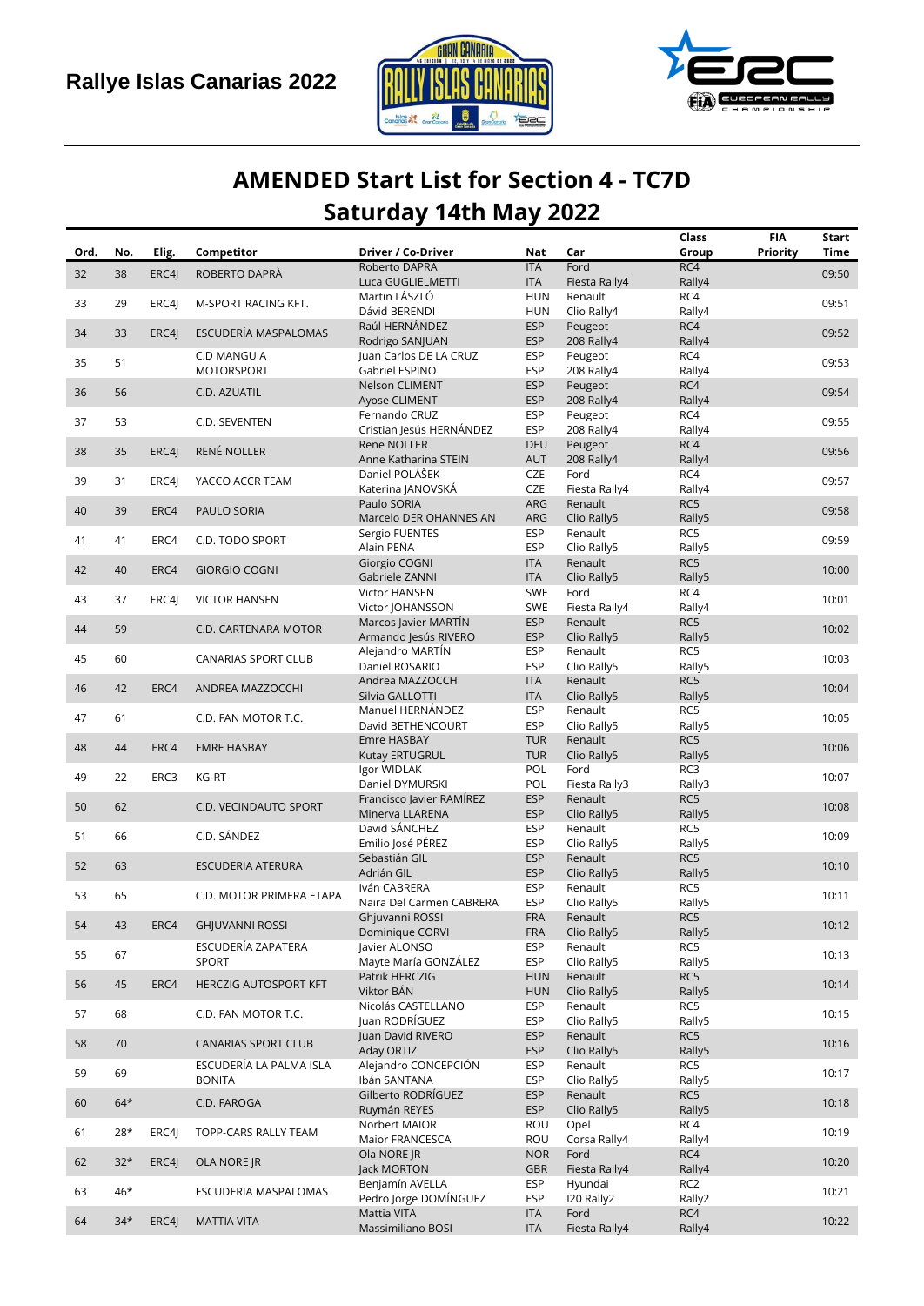Rallye Islas Canarias 2022

# AMENDED Start List for Section 4 - TC7D

## Saturday 14th May 2022

| Ord. | No. | Elig. | Competitor | Driver / Co-Driver | Nat | Car | Class Group | FIA Priority | Start Time |
|---|---|---|---|---|---|---|---|---|---|
| 32 | 38 | ERC4J | ROBERTO DAPRÀ | Roberto DAPRA<br>Luca GUGLIELMETTI | ITA<br>ITA | Ford<br>Fiesta Rally4 | RC4<br>Rally4 | | 09:50 |
| 33 | 29 | ERC4J | M-SPORT RACING KFT. | Martin LÁSZLÓ<br>Dávid BERENDI | HUN<br>HUN | Renault<br>Clio Rally4 | RC4<br>Rally4 | | 09:51 |
| 34 | 33 | ERC4J | ESCUDERÍA MASPALOMAS | Raúl HERNÁNDEZ<br>Rodrigo SANJUAN | ESP<br>ESP | Peugeot<br>208 Rally4 | RC4<br>Rally4 | | 09:52 |
| 35 | 51 | | C.D MANGUIA MOTORSPORT | Juan Carlos DE LA CRUZ<br>Gabriel ESPINO | ESP<br>ESP | Peugeot<br>208 Rally4 | RC4<br>Rally4 | | 09:53 |
| 36 | 56 | | C.D. AZUATIL | Nelson CLIMENT<br>Ayose CLIMENT | ESP<br>ESP | Peugeot<br>208 Rally4 | RC4<br>Rally4 | | 09:54 |
| 37 | 53 | | C.D. SEVENTEN | Fernando CRUZ<br>Cristian Jesús HERNÁNDEZ | ESP<br>ESP | Peugeot<br>208 Rally4 | RC4<br>Rally4 | | 09:55 |
| 38 | 35 | ERC4J | RENÉ NOLLER | Rene NOLLER<br>Anne Katharina STEIN | DEU<br>AUT | Peugeot<br>208 Rally4 | RC4<br>Rally4 | | 09:56 |
| 39 | 31 | ERC4J | YACCO ACCR TEAM | Daniel POLÁŠEK<br>Katerina JANOVSKÁ | CZE<br>CZE | Ford<br>Fiesta Rally4 | RC4<br>Rally4 | | 09:57 |
| 40 | 39 | ERC4 | PAULO SORIA | Paulo SORIA<br>Marcelo DER OHANNESIAN | ARG<br>ARG | Renault<br>Clio Rally5 | RC5<br>Rally5 | | 09:58 |
| 41 | 41 | ERC4 | C.D. TODO SPORT | Sergio FUENTES<br>Alain PEÑA | ESP<br>ESP | Renault<br>Clio Rally5 | RC5<br>Rally5 | | 09:59 |
| 42 | 40 | ERC4 | GIORGIO COGNI | Giorgio COGNI<br>Gabriele ZANNI | ITA<br>ITA | Renault<br>Clio Rally5 | RC5<br>Rally5 | | 10:00 |
| 43 | 37 | ERC4J | VICTOR HANSEN | Victor HANSEN<br>Victor JOHANSSON | SWE<br>SWE | Ford<br>Fiesta Rally4 | RC4<br>Rally4 | | 10:01 |
| 44 | 59 | | C.D. CARTENARA MOTOR | Marcos Javier MARTÍN<br>Armando Jesús RIVERO | ESP<br>ESP | Renault<br>Clio Rally5 | RC5<br>Rally5 | | 10:02 |
| 45 | 60 | | CANARIAS SPORT CLUB | Alejandro MARTÍN<br>Daniel ROSARIO | ESP<br>ESP | Renault<br>Clio Rally5 | RC5<br>Rally5 | | 10:03 |
| 46 | 42 | ERC4 | ANDREA MAZZOCCHI | Andrea MAZZOCCHI<br>Silvia GALLOTTI | ITA<br>ITA | Renault<br>Clio Rally5 | RC5<br>Rally5 | | 10:04 |
| 47 | 61 | | C.D. FAN MOTOR T.C. | Manuel HERNÁNDEZ<br>David BETHENCOURT | ESP<br>ESP | Renault<br>Clio Rally5 | RC5<br>Rally5 | | 10:05 |
| 48 | 44 | ERC4 | EMRE HASBAY | Emre HASBAY<br>Kutay ERTUGRUL | TUR<br>TUR | Renault<br>Clio Rally5 | RC5<br>Rally5 | | 10:06 |
| 49 | 22 | ERC3 | KG-RT | Igor WIDLAK<br>Daniel DYMURSKI | POL<br>POL | Ford<br>Fiesta Rally3 | RC3<br>Rally3 | | 10:07 |
| 50 | 62 | | C.D. VECINDAUTO SPORT | Francisco Javier RAMÍREZ<br>Minerva LLARENA | ESP<br>ESP | Renault<br>Clio Rally5 | RC5<br>Rally5 | | 10:08 |
| 51 | 66 | | C.D. SÁNDEZ | David SÁNCHEZ<br>Emilio José PÉREZ | ESP<br>ESP | Renault<br>Clio Rally5 | RC5<br>Rally5 | | 10:09 |
| 52 | 63 | | ESCUDERIA ATERURA | Sebastián GIL<br>Adrián GIL | ESP<br>ESP | Renault<br>Clio Rally5 | RC5<br>Rally5 | | 10:10 |
| 53 | 65 | | C.D. MOTOR PRIMERA ETAPA | Iván CABRERA<br>Naira Del Carmen CABRERA | ESP<br>ESP | Renault<br>Clio Rally5 | RC5<br>Rally5 | | 10:11 |
| 54 | 43 | ERC4 | GHJUVANNI ROSSI | Ghjuvanni ROSSI<br>Dominique CORVI | FRA<br>FRA | Renault<br>Clio Rally5 | RC5<br>Rally5 | | 10:12 |
| 55 | 67 | | ESCUDERÍA ZAPATERA SPORT | Javier ALONSO<br>Mayte María GONZÁLEZ | ESP<br>ESP | Renault<br>Clio Rally5 | RC5<br>Rally5 | | 10:13 |
| 56 | 45 | ERC4 | HERCZIG AUTOSPORT KFT | Patrik HERCZIG<br>Viktor BÁN | HUN<br>HUN | Renault<br>Clio Rally5 | RC5<br>Rally5 | | 10:14 |
| 57 | 68 | | C.D. FAN MOTOR T.C. | Nicolás CASTELLANO<br>Juan RODRÍGUEZ | ESP<br>ESP | Renault<br>Clio Rally5 | RC5<br>Rally5 | | 10:15 |
| 58 | 70 | | CANARIAS SPORT CLUB | Juan David RIVERO<br>Aday ORTIZ | ESP<br>ESP | Renault<br>Clio Rally5 | RC5<br>Rally5 | | 10:16 |
| 59 | 69 | | ESCUDERÍA LA PALMA ISLA BONITA | Alejandro CONCEPCIÓN<br>Ibán SANTANA | ESP<br>ESP | Renault<br>Clio Rally5 | RC5<br>Rally5 | | 10:17 |
| 60 | 64* | | C.D. FAROGA | Gilberto RODRÍGUEZ<br>Ruymán REYES | ESP<br>ESP | Renault<br>Clio Rally5 | RC5<br>Rally5 | | 10:18 |
| 61 | 28* | ERC4J | TOPP-CARS RALLY TEAM | Norbert MAIOR<br>Maior FRANCESCA | ROU<br>ROU | Opel<br>Corsa Rally4 | RC4<br>Rally4 | | 10:19 |
| 62 | 32* | ERC4J | OLA NORE JR | Ola NORE JR<br>Jack MORTON | NOR<br>GBR | Ford<br>Fiesta Rally4 | RC4<br>Rally4 | | 10:20 |
| 63 | 46* | | ESCUDERIA MASPALOMAS | Benjamín AVELLA<br>Pedro Jorge DOMÍNGUEZ | ESP<br>ESP | Hyundai<br>I20 Rally2 | RC2<br>Rally2 | | 10:21 |
| 64 | 34* | ERC4J | MATTIA VITA | Mattia VITA<br>Massimiliano BOSI | ITA<br>ITA | Ford<br>Fiesta Rally4 | RC4<br>Rally4 | | 10:22 |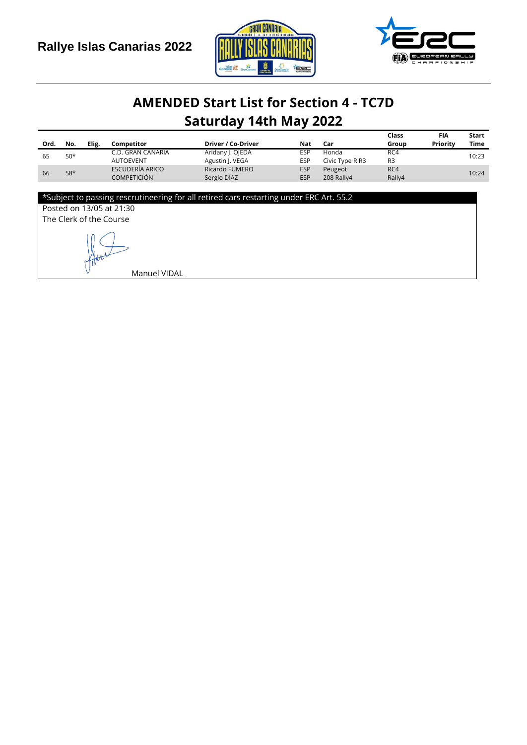Rallye Islas Canarias 2022

# AMENDED Start List for Section 4 - TC7D

## Saturday 14th May 2022

| Ord. | No. | Elig. | Competitor | Driver / Co-Driver | Nat | Car | Class Group | FIA Priority | Start Time |
|---|---|---|---|---|---|---|---|---|---|
| 65 | 50* | | C.D. GRAN CANARIA<br>AUTOEVENT | Aridany J. OJEDA<br>Agustin J. VEGA | ESP<br>ESP | Honda<br>Civic Type R R3 | RC4<br>R3 | | 10:23 |
| 66 | 58* | | ESCUDERÍA ARICO<br>COMPETICIÓN | Ricardo FUMERO<br>Sergio DÍAZ | ESP<br>ESP | Peugeot<br>208 Rally4 | RC4<br>Rally4 | | 10:24 |

*Subject to passing rescrutineering for all retired cars restarting under ERC Art. 55.2

Posted on 13/05 at 21:30

The Clerk of the Course

Manuel VIDAL